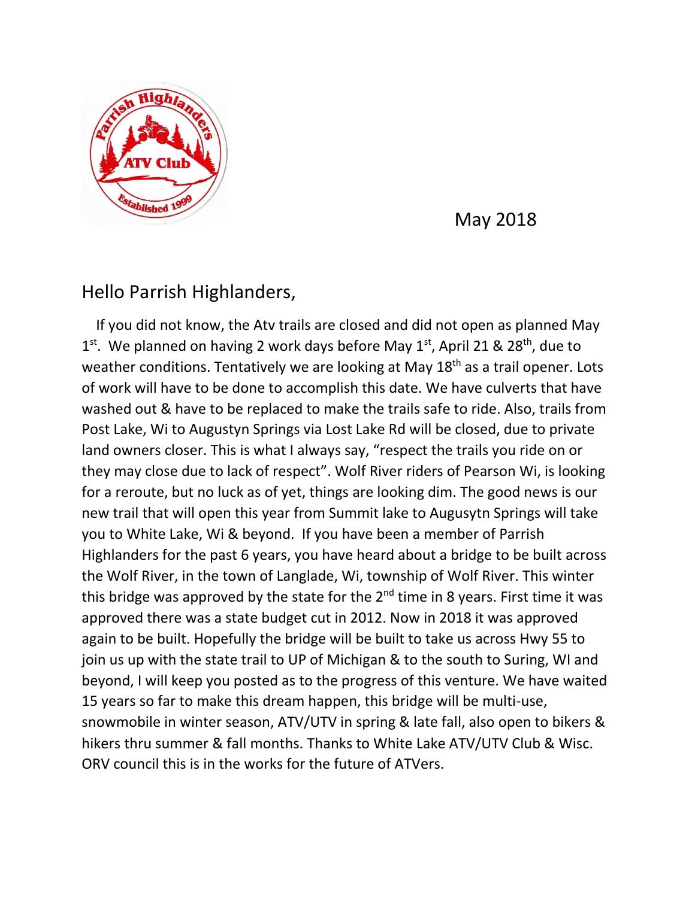May 2018

Hello Parrish Highlanders,

If you did not know, the Atv trails are closed and did not open as planned May 1st. We planned on having 2 work days before May 1st, April 21 & 28th, due to weather conditions. Tentatively we are looking at May 18th as a trail opener. Lots of work will have to be done to accomplish this date. We have culverts that have washed out & have to be replaced to make the trails safe to ride. Also, trails from Post Lake, Wi to Augustyn Springs via Lost Lake Rd will be closed, due to private land owners closer. This is what I always say, "respect the trails you ride on or they may close due to lack of respect". Wolf River riders of Pearson Wi, is looking for a reroute, but no luck as of yet, things are looking dim. The good news is our new trail that will open this year from Summit lake to Augusytn Springs will take you to White Lake, Wi & beyond. If you have been a member of Parrish Highlanders for the past 6 years, you have heard about a bridge to be built across the Wolf River, in the town of Langlade, Wi, township of Wolf River. This winter this bridge was approved by the state for the 2nd time in 8 years. First time it was approved there was a state budget cut in 2012. Now in 2018 it was approved again to be built. Hopefully the bridge will be built to take us across Hwy 55 to join us up with the state trail to UP of Michigan & to the south to Suring, WI and beyond, I will keep you posted as to the progress of this venture. We have waited 15 years so far to make this dream happen, this bridge will be multi-use, snowmobile in winter season, ATV/UTV in spring & late fall, also open to bikers & hikers thru summer & fall months. Thanks to White Lake ATV/UTV Club & Wisc. ORV council this is in the works for the future of ATVers.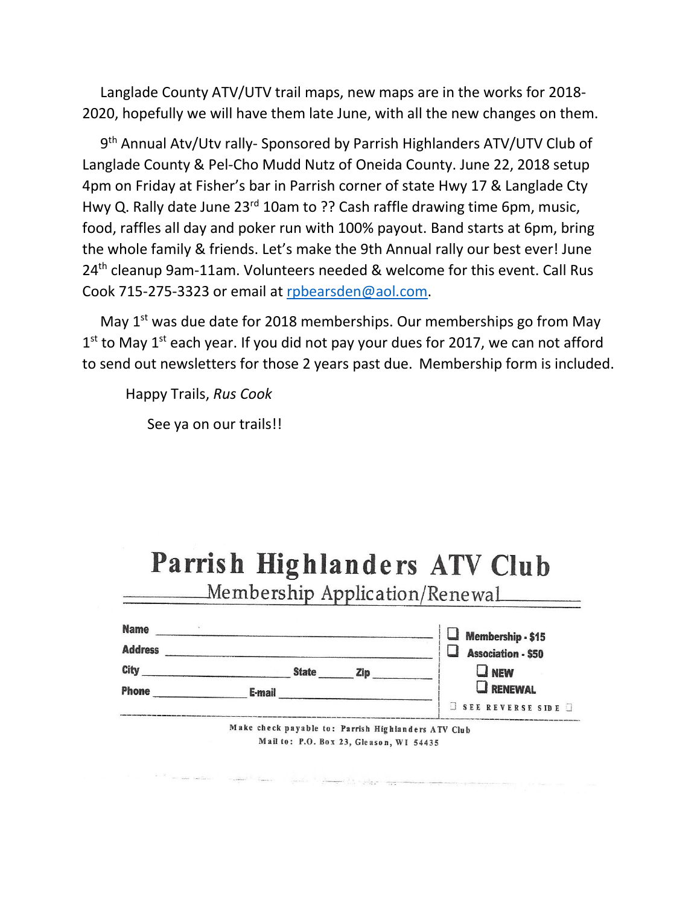Langlade County ATV/UTV trail maps, new maps are in the works for 2018-2020, hopefully we will have them late June, with all the new changes on them.

9th Annual Atv/Utv rally- Sponsored by Parrish Highlanders ATV/UTV Club of Langlade County & Pel-Cho Mudd Nutz of Oneida County. June 22, 2018 setup 4pm on Friday at Fisher's bar in Parrish corner of state Hwy 17 & Langlade Cty Hwy Q. Rally date June 23rd 10am to ?? Cash raffle drawing time 6pm, music, food, raffles all day and poker run with 100% payout. Band starts at 6pm, bring the whole family & friends. Let's make the 9th Annual rally our best ever! June 24th cleanup 9am-11am. Volunteers needed & welcome for this event. Call Rus Cook 715-275-3323 or email at rpbearsden@aol.com.

May 1st was due date for 2018 memberships. Our memberships go from May 1st to May 1st each year. If you did not pay your dues for 2017, we can not afford to send out newsletters for those 2 years past due. Membership form is included.

Happy Trails, *Rus Cook*

See ya on our trails!!

# Parrish Highlanders ATV Club

## Membership Application/Renewal

**Name** ____________________

**Address** ____________________

**City** ____________ **State** ______ **Zip** ________

**Phone** ____________ **E-mail** ____________________

☐ **Membership - $15**

☐ **Association - $50**

☐ **NEW**

☐ **RENEWAL**

☐ SEE REVERSE SIDE ☐

Make check payable to: Parrish Highlanders ATV Club

Mail to: P.O. Box 23, Gleason, WI 54435